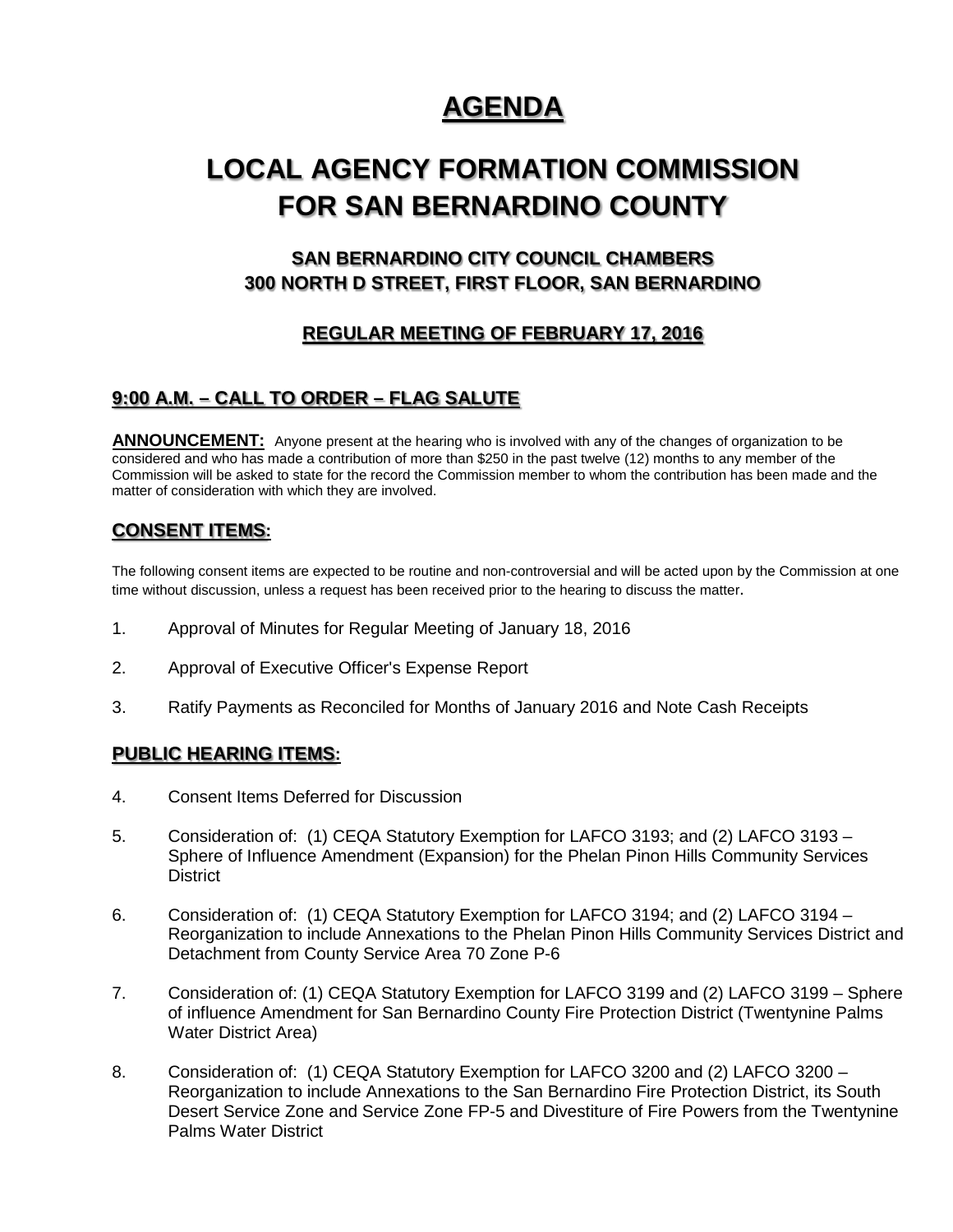# AGENDA

# LOCAL AGENCY FORMATION COMMISSION FOR SAN BERNARDINO COUNTY

### SAN BERNARDINO CITY COUNCIL CHAMBERS
### 300 NORTH D STREET, FIRST FLOOR, SAN BERNARDINO

### REGULAR MEETING OF FEBRUARY 17, 2016

## 9:00 A.M. – CALL TO ORDER – FLAG SALUTE

**ANNOUNCEMENT:** Anyone present at the hearing who is involved with any of the changes of organization to be considered and who has made a contribution of more than $250 in the past twelve (12) months to any member of the Commission will be asked to state for the record the Commission member to whom the contribution has been made and the matter of consideration with which they are involved.

## CONSENT ITEMS:

The following consent items are expected to be routine and non-controversial and will be acted upon by the Commission at one time without discussion, unless a request has been received prior to the hearing to discuss the matter.

1. Approval of Minutes for Regular Meeting of January 18, 2016
2. Approval of Executive Officer's Expense Report
3. Ratify Payments as Reconciled for Months of January 2016 and Note Cash Receipts

## PUBLIC HEARING ITEMS:

4. Consent Items Deferred for Discussion
5. Consideration of: (1) CEQA Statutory Exemption for LAFCO 3193; and (2) LAFCO 3193 – Sphere of Influence Amendment (Expansion) for the Phelan Pinon Hills Community Services District
6. Consideration of: (1) CEQA Statutory Exemption for LAFCO 3194; and (2) LAFCO 3194 – Reorganization to include Annexations to the Phelan Pinon Hills Community Services District and Detachment from County Service Area 70 Zone P-6
7. Consideration of: (1) CEQA Statutory Exemption for LAFCO 3199 and (2) LAFCO 3199 – Sphere of influence Amendment for San Bernardino County Fire Protection District (Twentynine Palms Water District Area)
8. Consideration of: (1) CEQA Statutory Exemption for LAFCO 3200 and (2) LAFCO 3200 – Reorganization to include Annexations to the San Bernardino Fire Protection District, its South Desert Service Zone and Service Zone FP-5 and Divestiture of Fire Powers from the Twentynine Palms Water District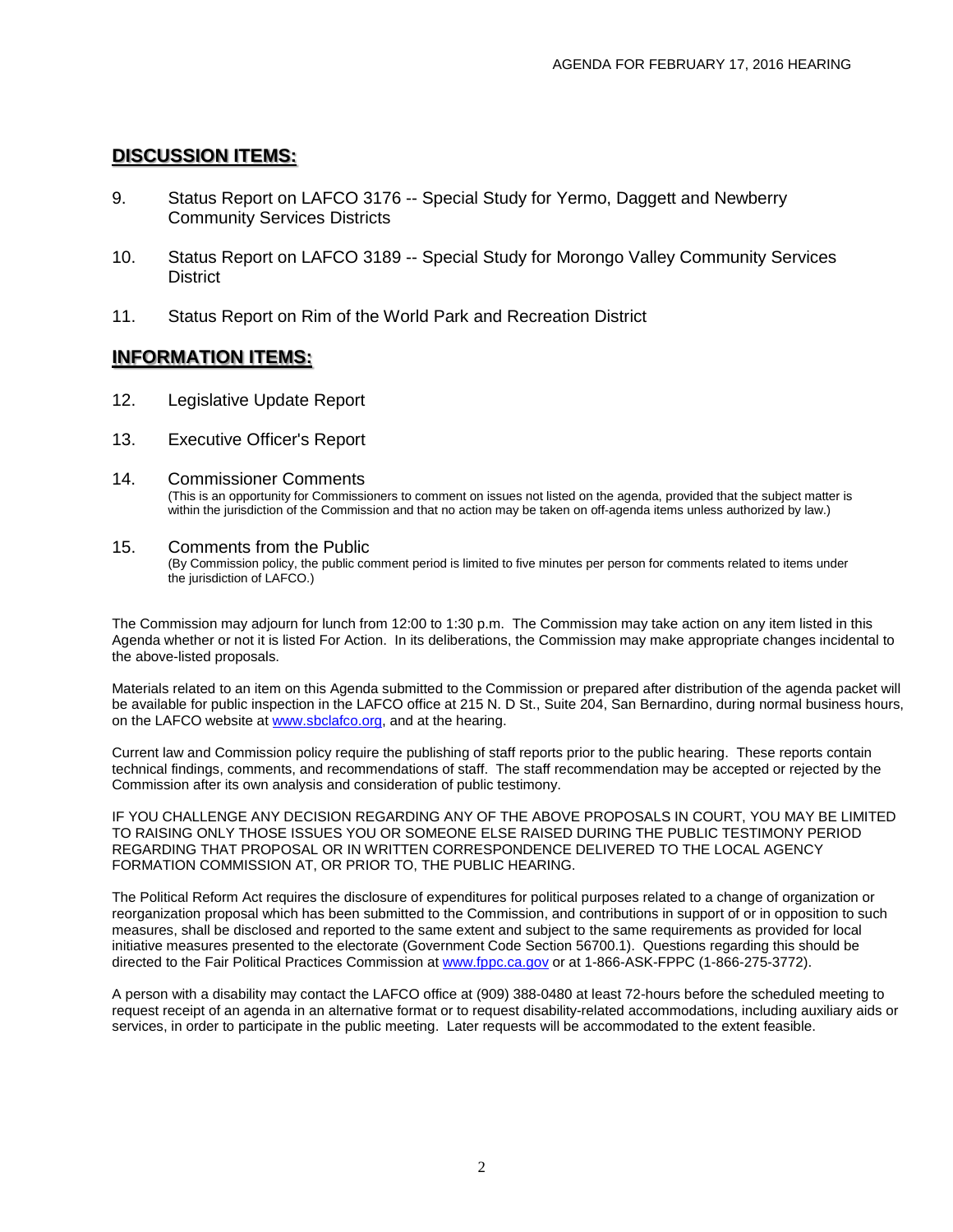## DISCUSSION ITEMS:

9. Status Report on LAFCO 3176 -- Special Study for Yermo, Daggett and Newberry Community Services Districts

10. Status Report on LAFCO 3189 -- Special Study for Morongo Valley Community Services District

11. Status Report on Rim of the World Park and Recreation District

## INFORMATION ITEMS:

12. Legislative Update Report

13. Executive Officer's Report

14. Commissioner Comments
    (This is an opportunity for Commissioners to comment on issues not listed on the agenda, provided that the subject matter is within the jurisdiction of the Commission and that no action may be taken on off-agenda items unless authorized by law.)

15. Comments from the Public
    (By Commission policy, the public comment period is limited to five minutes per person for comments related to items under the jurisdiction of LAFCO.)

The Commission may adjourn for lunch from 12:00 to 1:30 p.m. The Commission may take action on any item listed in this Agenda whether or not it is listed For Action. In its deliberations, the Commission may make appropriate changes incidental to the above-listed proposals.

Materials related to an item on this Agenda submitted to the Commission or prepared after distribution of the agenda packet will be available for public inspection in the LAFCO office at 215 N. D St., Suite 204, San Bernardino, during normal business hours, on the LAFCO website at www.sbclafco.org, and at the hearing.

Current law and Commission policy require the publishing of staff reports prior to the public hearing. These reports contain technical findings, comments, and recommendations of staff. The staff recommendation may be accepted or rejected by the Commission after its own analysis and consideration of public testimony.

IF YOU CHALLENGE ANY DECISION REGARDING ANY OF THE ABOVE PROPOSALS IN COURT, YOU MAY BE LIMITED TO RAISING ONLY THOSE ISSUES YOU OR SOMEONE ELSE RAISED DURING THE PUBLIC TESTIMONY PERIOD REGARDING THAT PROPOSAL OR IN WRITTEN CORRESPONDENCE DELIVERED TO THE LOCAL AGENCY FORMATION COMMISSION AT, OR PRIOR TO, THE PUBLIC HEARING.

The Political Reform Act requires the disclosure of expenditures for political purposes related to a change of organization or reorganization proposal which has been submitted to the Commission, and contributions in support of or in opposition to such measures, shall be disclosed and reported to the same extent and subject to the same requirements as provided for local initiative measures presented to the electorate (Government Code Section 56700.1). Questions regarding this should be directed to the Fair Political Practices Commission at www.fppc.ca.gov or at 1-866-ASK-FPPC (1-866-275-3772).

A person with a disability may contact the LAFCO office at (909) 388-0480 at least 72-hours before the scheduled meeting to request receipt of an agenda in an alternative format or to request disability-related accommodations, including auxiliary aids or services, in order to participate in the public meeting. Later requests will be accommodated to the extent feasible.